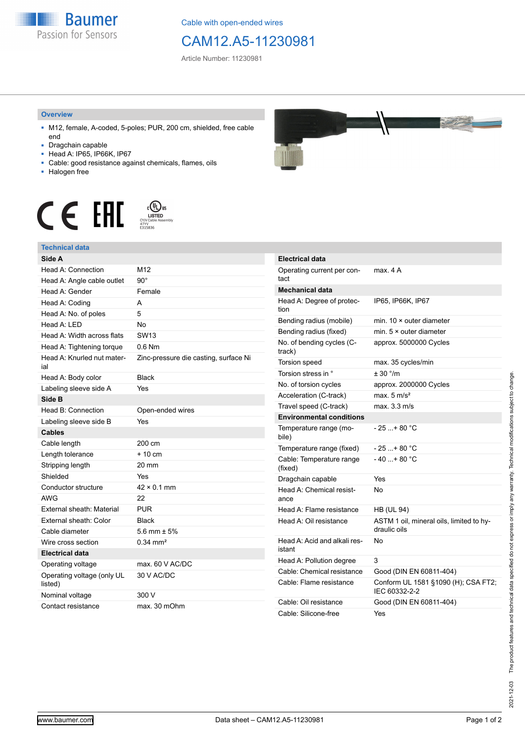Baumer
Passion for Sensors

Cable with open-ended wires

# CAM12.A5-11230981

Article Number: 11230981

## Overview

- M12, female, A-coded, 5-poles; PUR, 200 cm, shielded, free cable end
- Dragchain capable
- Head A: IP65, IP66K, IP67
- Cable: good resistance against chemicals, flames, oils
- Halogen free

c UL us LISTED CYJV Cable Assembly 47YY E315836

## Technical data

| **Side A** | |
|---|---|
| Head A: Connection | M12 |
| Head A: Angle cable outlet | 90° |
| Head A: Gender | Female |
| Head A: Coding | A |
| Head A: No. of poles | 5 |
| Head A: LED | No |
| Head A: Width across flats | SW13 |
| Head A: Tightening torque | 0.6 Nm |
| Head A: Knurled nut material | Zinc-pressure die casting, surface Ni |
| Head A: Body color | Black |
| Labeling sleeve side A | Yes |
| **Side B** | |
| Head B: Connection | Open-ended wires |
| Labeling sleeve side B | Yes |
| **Cables** | |
| Cable length | 200 cm |
| Length tolerance | + 10 cm |
| Stripping length | 20 mm |
| Shielded | Yes |
| Conductor structure | 42 × 0.1 mm |
| AWG | 22 |
| External sheath: Material | PUR |
| External sheath: Color | Black |
| Cable diameter | 5.6 mm ± 5% |
| Wire cross section | 0.34 mm² |
| **Electrical data** | |
| Operating voltage | max. 60 V AC/DC |
| Operating voltage (only UL listed) | 30 V AC/DC |
| Nominal voltage | 300 V |
| Contact resistance | max. 30 mOhm |

| **Electrical data** | |
|---|---|
| Operating current per contact | max. 4 A |
| **Mechanical data** | |
| Head A: Degree of protection | IP65, IP66K, IP67 |
| Bending radius (mobile) | min. 10 × outer diameter |
| Bending radius (fixed) | min. 5 × outer diameter |
| No. of bending cycles (C-track) | approx. 5000000 Cycles |
| Torsion speed | max. 35 cycles/min |
| Torsion stress in ° | ± 30 °/m |
| No. of torsion cycles | approx. 2000000 Cycles |
| Acceleration (C-track) | max. 5 m/s² |
| Travel speed (C-track) | max. 3.3 m/s |
| **Environmental conditions** | |
| Temperature range (mobile) | - 25 ...+ 80 °C |
| Temperature range (fixed) | - 25 ...+ 80 °C |
| Cable: Temperature range (fixed) | - 40 ...+ 80 °C |
| Dragchain capable | Yes |
| Head A: Chemical resistance | No |
| Head A: Flame resistance | HB (UL 94) |
| Head A: Oil resistance | ASTM 1 oil, mineral oils, limited to hydraulic oils |
| Head A: Acid and alkali resistant | No |
| Head A: Pollution degree | 3 |
| Cable: Chemical resistance | Good (DIN EN 60811-404) |
| Cable: Flame resistance | Conform UL 1581 §1090 (H); CSA FT2; IEC 60332-2-2 |
| Cable: Oil resistance | Good (DIN EN 60811-404) |
| Cable: Silicone-free | Yes |

2021-12-03 The product features and technical data specified do not express or imply any warranty. Technical modifications subject to change.

www.baumer.com    Data sheet – CAM12.A5-11230981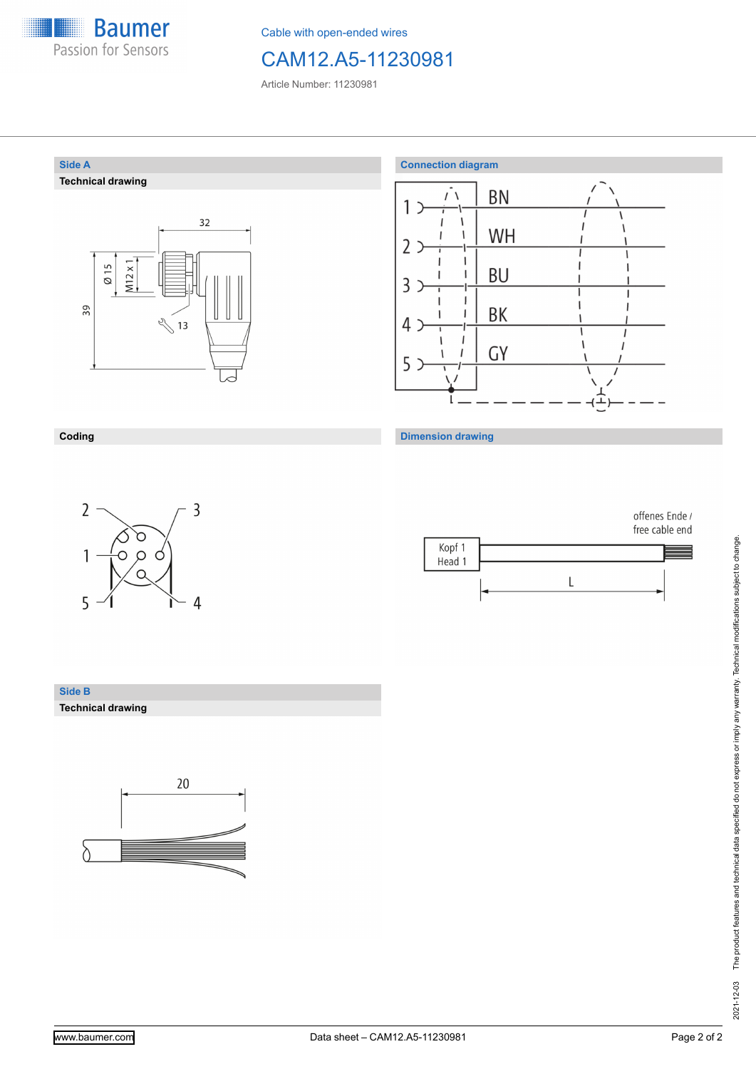Cable with open-ended wires

# CAM12.A5-11230981

Article Number: 11230981

## Side A

### Technical drawing

32

Ø 15

M12 x 1

39

13

## Connection diagram

1 BN

2 WH

3 BU

4 BK

5 GY

### Coding

2

3

1

5

4

## Dimension drawing

offenes Ende / free cable end

Kopf 1 Head 1

L

## Side B

### Technical drawing

20

2021-12-03 The product features and technical data specified do not express or imply any warranty. Technical modifications subject to change.

www.baumer.com

Data sheet – CAM12.A5-11230981